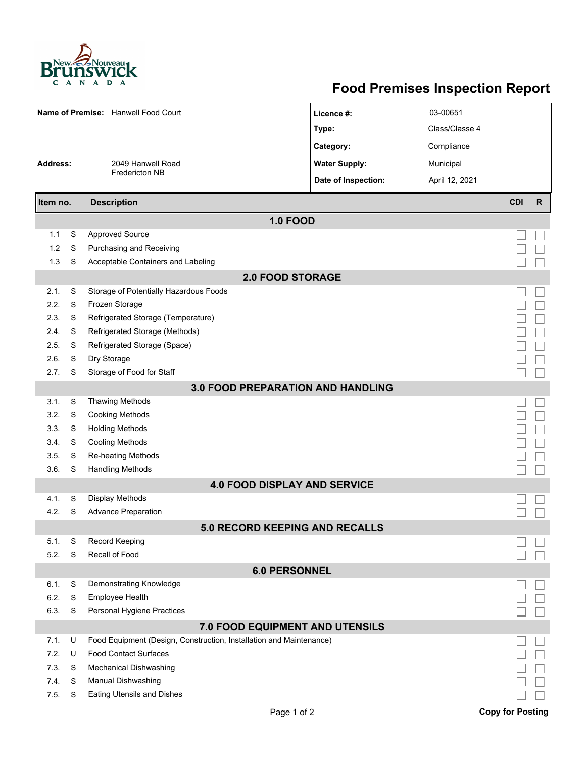# Food Premises Inspection Report

| | | | |
|---|---|---|---|
| **Name of Premise:** | Hanwell Food Court | **Licence #:** | 03-00651 |
| | | **Type:** | Class/Classe 4 |
| | | **Category:** | Compliance |
| **Address:** | 2049 Hanwell Road Fredericton NB | **Water Supply:** | Municipal |
| | | **Date of Inspection:** | April 12, 2021 |

| Item no. | | Description | CDI | R |
|---|---|---|---|---|
| | | **1.0 FOOD** | | |
| 1.1 | S | Approved Source | ☐ | ☐ |
| 1.2 | S | Purchasing and Receiving | ☐ | ☐ |
| 1.3 | S | Acceptable Containers and Labeling | ☐ | ☐ |
| | | **2.0 FOOD STORAGE** | | |
| 2.1. | S | Storage of Potentially Hazardous Foods | ☐ | ☐ |
| 2.2. | S | Frozen Storage | ☐ | ☐ |
| 2.3. | S | Refrigerated Storage (Temperature) | ☐ | ☐ |
| 2.4. | S | Refrigerated Storage (Methods) | ☐ | ☐ |
| 2.5. | S | Refrigerated Storage (Space) | ☐ | ☐ |
| 2.6. | S | Dry Storage | ☐ | ☐ |
| 2.7. | S | Storage of Food for Staff | ☐ | ☐ |
| | | **3.0 FOOD PREPARATION AND HANDLING** | | |
| 3.1. | S | Thawing Methods | ☐ | ☐ |
| 3.2. | S | Cooking Methods | ☐ | ☐ |
| 3.3. | S | Holding Methods | ☐ | ☐ |
| 3.4. | S | Cooling Methods | ☐ | ☐ |
| 3.5. | S | Re-heating Methods | ☐ | ☐ |
| 3.6. | S | Handling Methods | ☐ | ☐ |
| | | **4.0 FOOD DISPLAY AND SERVICE** | | |
| 4.1. | S | Display Methods | ☐ | ☐ |
| 4.2. | S | Advance Preparation | ☐ | ☐ |
| | | **5.0 RECORD KEEPING AND RECALLS** | | |
| 5.1. | S | Record Keeping | ☐ | ☐ |
| 5.2. | S | Recall of Food | ☐ | ☐ |
| | | **6.0 PERSONNEL** | | |
| 6.1. | S | Demonstrating Knowledge | ☐ | ☐ |
| 6.2. | S | Employee Health | ☐ | ☐ |
| 6.3. | S | Personal Hygiene Practices | ☐ | ☐ |
| | | **7.0 FOOD EQUIPMENT AND UTENSILS** | | |
| 7.1. | U | Food Equipment (Design, Construction, Installation and Maintenance) | ☐ | ☐ |
| 7.2. | U | Food Contact Surfaces | ☐ | ☐ |
| 7.3. | S | Mechanical Dishwashing | ☐ | ☐ |
| 7.4. | S | Manual Dishwashing | ☐ | ☐ |
| 7.5. | S | Eating Utensils and Dishes | ☐ | ☐ |

**Copy for Posting**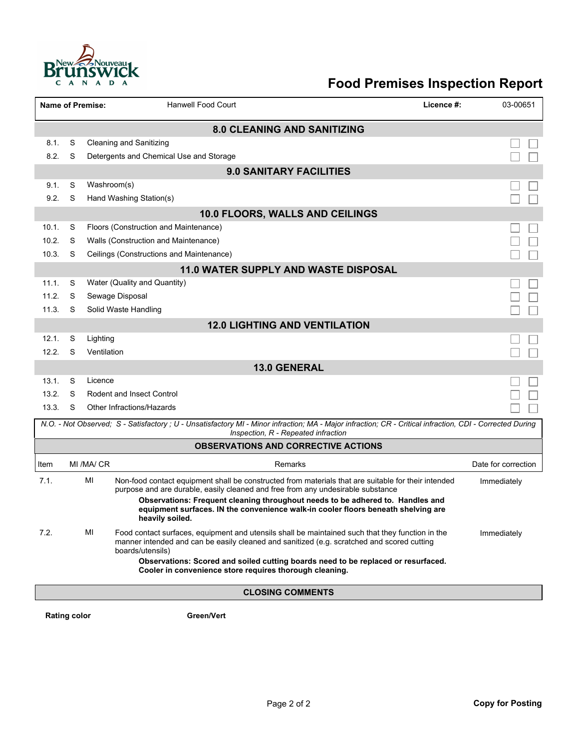# Food Premises Inspection Report

| Name of Premise: | Hanwell Food Court | Licence #: | 03-00651 |
|---|---|---|---|

## 8.0 CLEANING AND SANITIZING

| | | | | |
|---|---|---|---|---|
| 8.1. | S | Cleaning and Sanitizing | ☐ | ☐ |
| 8.2. | S | Detergents and Chemical Use and Storage | ☐ | ☐ |

## 9.0 SANITARY FACILITIES

| | | | | |
|---|---|---|---|---|
| 9.1. | S | Washroom(s) | ☐ | ☐ |
| 9.2. | S | Hand Washing Station(s) | ☐ | ☐ |

## 10.0 FLOORS, WALLS AND CEILINGS

| | | | | |
|---|---|---|---|---|
| 10.1. | S | Floors (Construction and Maintenance) | ☐ | ☐ |
| 10.2. | S | Walls (Construction and Maintenance) | ☐ | ☐ |
| 10.3. | S | Ceilings (Constructions and Maintenance) | ☐ | ☐ |

## 11.0 WATER SUPPLY AND WASTE DISPOSAL

| | | | | |
|---|---|---|---|---|
| 11.1. | S | Water (Quality and Quantity) | ☐ | ☐ |
| 11.2. | S | Sewage Disposal | ☐ | ☐ |
| 11.3. | S | Solid Waste Handling | ☐ | ☐ |

## 12.0 LIGHTING AND VENTILATION

| | | | | |
|---|---|---|---|---|
| 12.1. | S | Lighting | ☐ | ☐ |
| 12.2. | S | Ventilation | ☐ | ☐ |

## 13.0 GENERAL

| | | | | |
|---|---|---|---|---|
| 13.1. | S | Licence | ☐ | ☐ |
| 13.2. | S | Rodent and Insect Control | ☐ | ☐ |
| 13.3. | S | Other Infractions/Hazards | ☐ | ☐ |

*N.O. - Not Observed; S - Satisfactory ; U - Unsatisfactory MI - Minor infraction; MA - Major infraction; CR - Critical infraction, CDI - Corrected During Inspection, R - Repeated infraction*

## OBSERVATIONS AND CORRECTIVE ACTIONS

| Item | MI /MA/ CR | Remarks | Date for correction |
|---|---|---|---|
| 7.1. | MI | Non-food contact equipment shall be constructed from materials that are suitable for their intended purpose and are durable, easily cleaned and free from any undesirable substance<br>**Observations: Frequent cleaning throughout needs to be adhered to. Handles and equipment surfaces. IN the convenience walk-in cooler floors beneath shelving are heavily soiled.** | Immediately |
| 7.2. | MI | Food contact surfaces, equipment and utensils shall be maintained such that they function in the manner intended and can be easily cleaned and sanitized (e.g. scratched and scored cutting boards/utensils)<br>**Observations: Scored and soiled cutting boards need to be replaced or resurfaced. Cooler in convenience store requires thorough cleaning.** | Immediately |

## CLOSING COMMENTS

**Rating color** **Green/Vert**

**Copy for Posting**